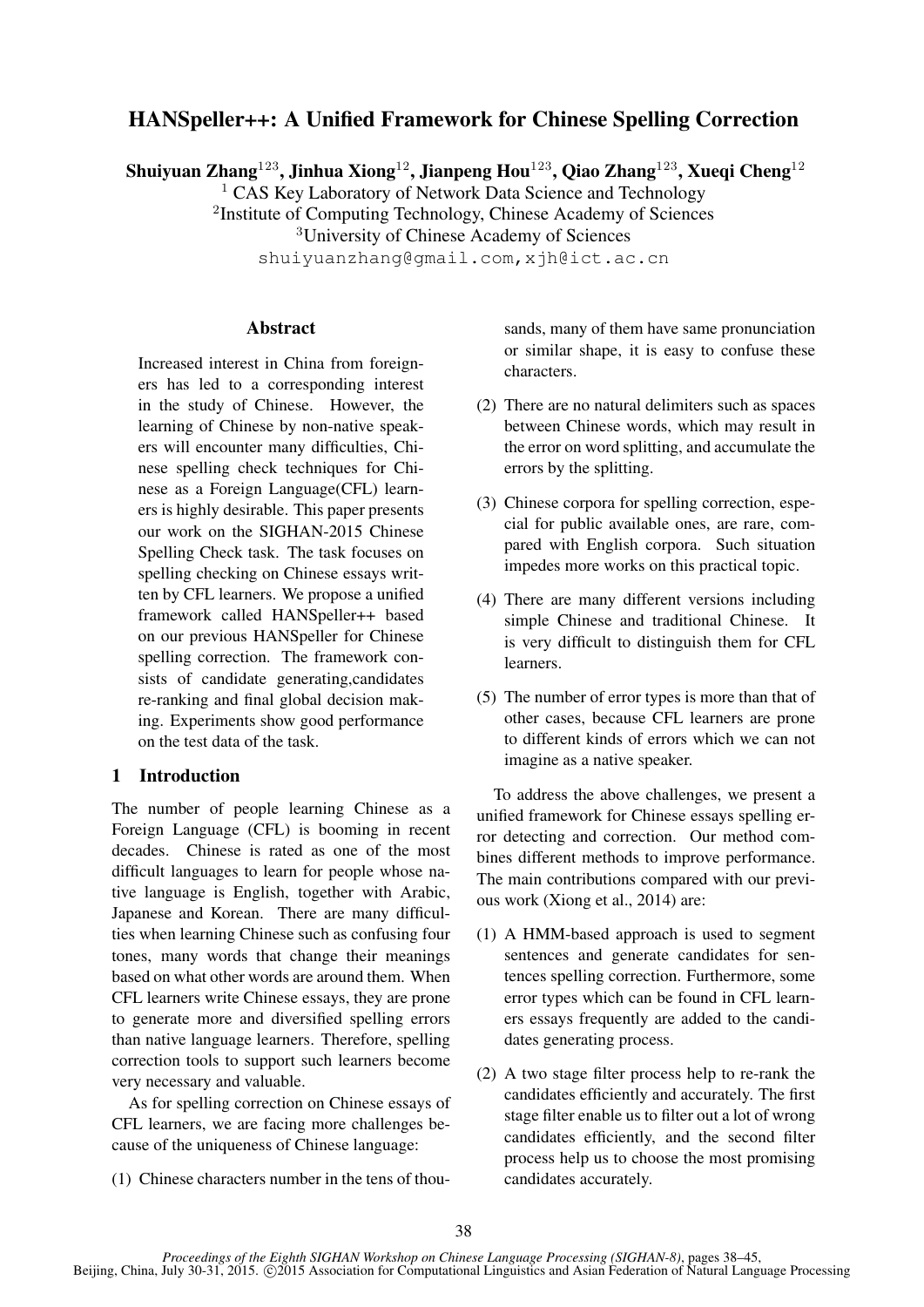# HANSpeller++: A Unified Framework for Chinese Spelling Correction

**Shuiyuan Zhang[123], Jinhua Xiong[12], Jianpeng Hou[123], Qiao Zhang[123], Xueqi Cheng[12]**

[1] CAS Key Laboratory of Network Data Science and Technology
[2] Institute of Computing Technology, Chinese Academy of Sciences
[3] University of Chinese Academy of Sciences
shuiyuanzhang@gmail.com, xjh@ict.ac.cn

## Abstract

Increased interest in China from foreigners has led to a corresponding interest in the study of Chinese. However, the learning of Chinese by non-native speakers will encounter many difficulties, Chinese spelling check techniques for Chinese as a Foreign Language(CFL) learners is highly desirable. This paper presents our work on the SIGHAN-2015 Chinese Spelling Check task. The task focuses on spelling checking on Chinese essays written by CFL learners. We propose a unified framework called HANSpeller++ based on our previous HANSpeller for Chinese spelling correction. The framework consists of candidate generating,candidates re-ranking and final global decision making. Experiments show good performance on the test data of the task.

## 1 Introduction

The number of people learning Chinese as a Foreign Language (CFL) is booming in recent decades. Chinese is rated as one of the most difficult languages to learn for people whose native language is English, together with Arabic, Japanese and Korean. There are many difficulties when learning Chinese such as confusing four tones, many words that change their meanings based on what other words are around them. When CFL learners write Chinese essays, they are prone to generate more and diversified spelling errors than native language learners. Therefore, spelling correction tools to support such learners become very necessary and valuable.

As for spelling correction on Chinese essays of CFL learners, we are facing more challenges because of the uniqueness of Chinese language:

(1) Chinese characters number in the tens of thousands, many of them have same pronunciation or similar shape, it is easy to confuse these characters.

(2) There are no natural delimiters such as spaces between Chinese words, which may result in the error on word splitting, and accumulate the errors by the splitting.

(3) Chinese corpora for spelling correction, especial for public available ones, are rare, compared with English corpora. Such situation impedes more works on this practical topic.

(4) There are many different versions including simple Chinese and traditional Chinese. It is very difficult to distinguish them for CFL learners.

(5) The number of error types is more than that of other cases, because CFL learners are prone to different kinds of errors which we can not imagine as a native speaker.

To address the above challenges, we present a unified framework for Chinese essays spelling error detecting and correction. Our method combines different methods to improve performance. The main contributions compared with our previous work (Xiong et al., 2014) are:

(1) A HMM-based approach is used to segment sentences and generate candidates for sentences spelling correction. Furthermore, some error types which can be found in CFL learners essays frequently are added to the candidates generating process.

(2) A two stage filter process help to re-rank the candidates efficiently and accurately. The first stage filter enable us to filter out a lot of wrong candidates efficiently, and the second filter process help us to choose the most promising candidates accurately.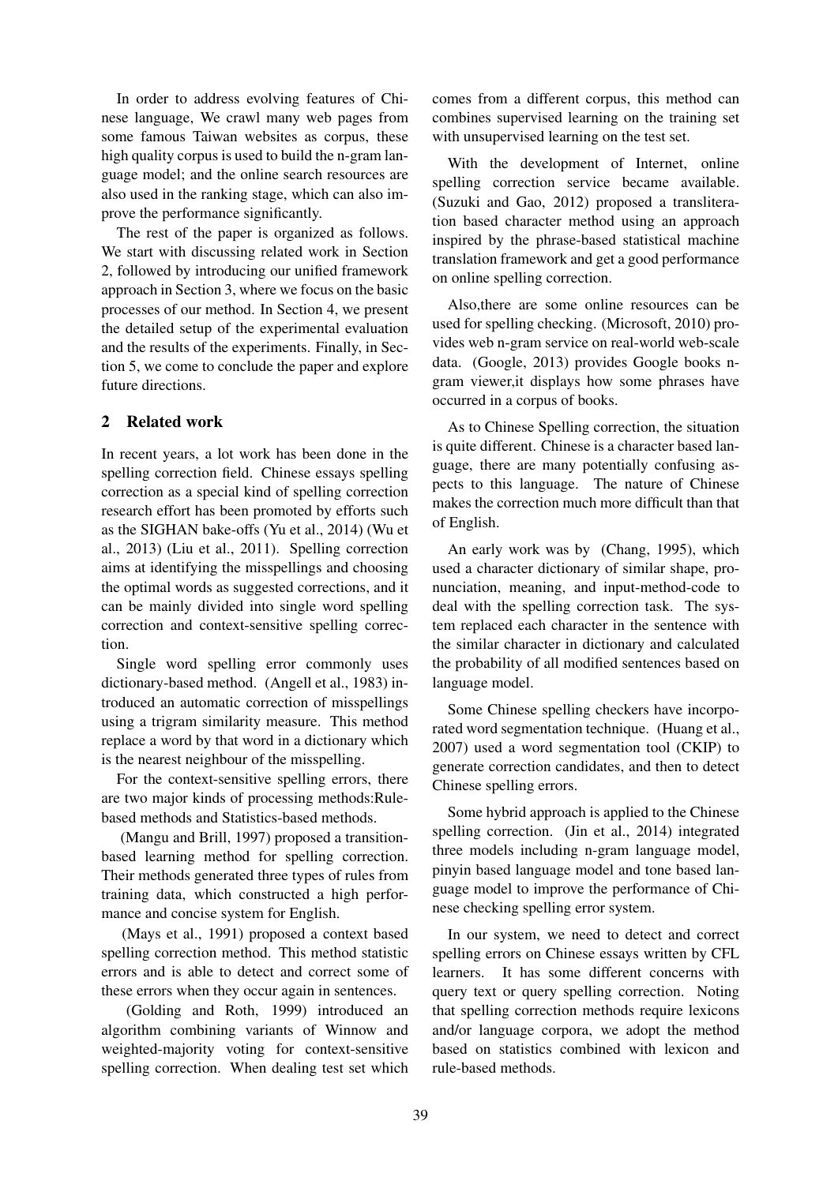In order to address evolving features of Chinese language, We crawl many web pages from some famous Taiwan websites as corpus, these high quality corpus is used to build the n-gram language model; and the online search resources are also used in the ranking stage, which can also improve the performance significantly.

The rest of the paper is organized as follows. We start with discussing related work in Section 2, followed by introducing our unified framework approach in Section 3, where we focus on the basic processes of our method. In Section 4, we present the detailed setup of the experimental evaluation and the results of the experiments. Finally, in Section 5, we come to conclude the paper and explore future directions.

## 2 Related work

In recent years, a lot work has been done in the spelling correction field. Chinese essays spelling correction as a special kind of spelling correction research effort has been promoted by efforts such as the SIGHAN bake-offs (Yu et al., 2014) (Wu et al., 2013) (Liu et al., 2011). Spelling correction aims at identifying the misspellings and choosing the optimal words as suggested corrections, and it can be mainly divided into single word spelling correction and context-sensitive spelling correction.

Single word spelling error commonly uses dictionary-based method. (Angell et al., 1983) introduced an automatic correction of misspellings using a trigram similarity measure. This method replace a word by that word in a dictionary which is the nearest neighbour of the misspelling.

For the context-sensitive spelling errors, there are two major kinds of processing methods:Rule-based methods and Statistics-based methods.

(Mangu and Brill, 1997) proposed a transition-based learning method for spelling correction. Their methods generated three types of rules from training data, which constructed a high performance and concise system for English.

(Mays et al., 1991) proposed a context based spelling correction method. This method statistic errors and is able to detect and correct some of these errors when they occur again in sentences.

(Golding and Roth, 1999) introduced an algorithm combining variants of Winnow and weighted-majority voting for context-sensitive spelling correction. When dealing test set which comes from a different corpus, this method can combines supervised learning on the training set with unsupervised learning on the test set.

With the development of Internet, online spelling correction service became available. (Suzuki and Gao, 2012) proposed a transliteration based character method using an approach inspired by the phrase-based statistical machine translation framework and get a good performance on online spelling correction.

Also,there are some online resources can be used for spelling checking. (Microsoft, 2010) provides web n-gram service on real-world web-scale data. (Google, 2013) provides Google books n-gram viewer,it displays how some phrases have occurred in a corpus of books.

As to Chinese Spelling correction, the situation is quite different. Chinese is a character based language, there are many potentially confusing aspects to this language. The nature of Chinese makes the correction much more difficult than that of English.

An early work was by (Chang, 1995), which used a character dictionary of similar shape, pronunciation, meaning, and input-method-code to deal with the spelling correction task. The system replaced each character in the sentence with the similar character in dictionary and calculated the probability of all modified sentences based on language model.

Some Chinese spelling checkers have incorporated word segmentation technique. (Huang et al., 2007) used a word segmentation tool (CKIP) to generate correction candidates, and then to detect Chinese spelling errors.

Some hybrid approach is applied to the Chinese spelling correction. (Jin et al., 2014) integrated three models including n-gram language model, pinyin based language model and tone based language model to improve the performance of Chinese checking spelling error system.

In our system, we need to detect and correct spelling errors on Chinese essays written by CFL learners. It has some different concerns with query text or query spelling correction. Noting that spelling correction methods require lexicons and/or language corpora, we adopt the method based on statistics combined with lexicon and rule-based methods.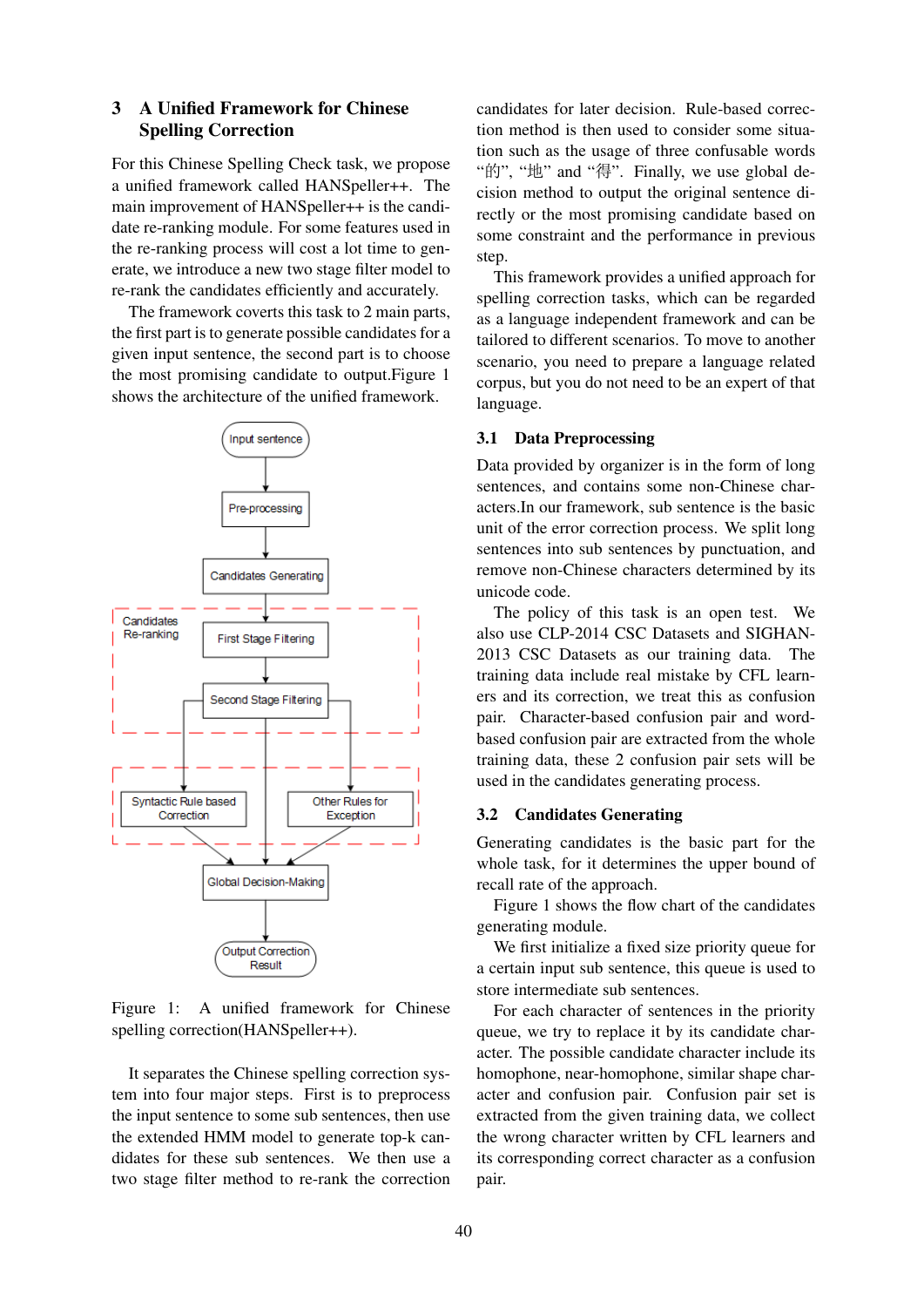## 3 A Unified Framework for Chinese Spelling Correction

For this Chinese Spelling Check task, we propose a unified framework called HANSpeller++. The main improvement of HANSpeller++ is the candidate re-ranking module. For some features used in the re-ranking process will cost a lot time to generate, we introduce a new two stage filter model to re-rank the candidates efficiently and accurately.

The framework coverts this task to 2 main parts, the first part is to generate possible candidates for a given input sentence, the second part is to choose the most promising candidate to output.Figure 1 shows the architecture of the unified framework.

Figure 1: A unified framework for Chinese spelling correction(HANSpeller++).

It separates the Chinese spelling correction system into four major steps. First is to preprocess the input sentence to some sub sentences, then use the extended HMM model to generate top-k candidates for these sub sentences. We then use a two stage filter method to re-rank the correction candidates for later decision. Rule-based correction method is then used to consider some situation such as the usage of three confusable words "的", "地" and "得". Finally, we use global decision method to output the original sentence directly or the most promising candidate based on some constraint and the performance in previous step.

This framework provides a unified approach for spelling correction tasks, which can be regarded as a language independent framework and can be tailored to different scenarios. To move to another scenario, you need to prepare a language related corpus, but you do not need to be an expert of that language.

### 3.1 Data Preprocessing

Data provided by organizer is in the form of long sentences, and contains some non-Chinese characters.In our framework, sub sentence is the basic unit of the error correction process. We split long sentences into sub sentences by punctuation, and remove non-Chinese characters determined by its unicode code.

The policy of this task is an open test. We also use CLP-2014 CSC Datasets and SIGHAN-2013 CSC Datasets as our training data. The training data include real mistake by CFL learners and its correction, we treat this as confusion pair. Character-based confusion pair and word-based confusion pair are extracted from the whole training data, these 2 confusion pair sets will be used in the candidates generating process.

### 3.2 Candidates Generating

Generating candidates is the basic part for the whole task, for it determines the upper bound of recall rate of the approach.

Figure 1 shows the flow chart of the candidates generating module.

We first initialize a fixed size priority queue for a certain input sub sentence, this queue is used to store intermediate sub sentences.

For each character of sentences in the priority queue, we try to replace it by its candidate character. The possible candidate character include its homophone, near-homophone, similar shape character and confusion pair. Confusion pair set is extracted from the given training data, we collect the wrong character written by CFL learners and its corresponding correct character as a confusion pair.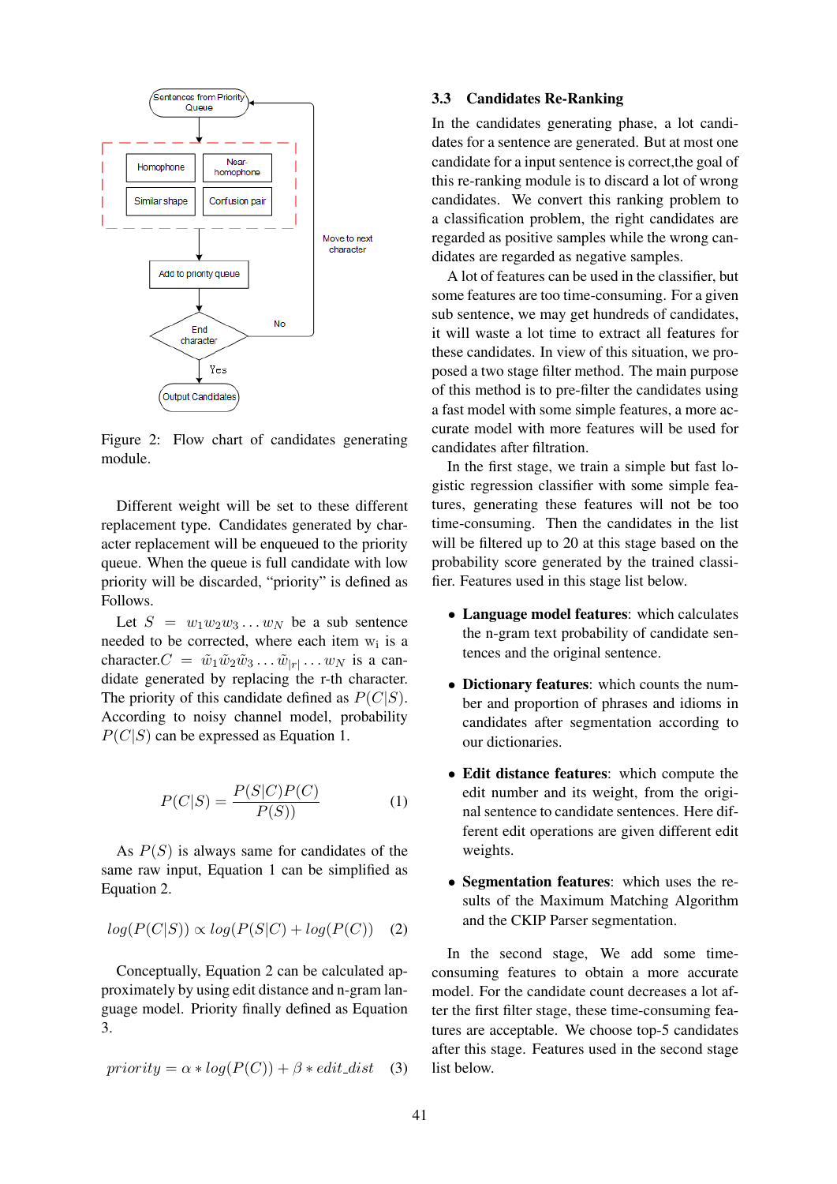Figure 2: Flow chart of candidates generating module.

Different weight will be set to these different replacement type. Candidates generated by character replacement will be enqueued to the priority queue. When the queue is full candidate with low priority will be discarded, "priority" is defined as Follows.

Let $S = w_1w_2w_3 \dots w_N$ be a sub sentence needed to be corrected, where each item $w_i$ is a character. $C = \tilde{w}_1\tilde{w}_2\tilde{w}_3 \dots \tilde{w}_{|r|} \dots w_N$ is a candidate generated by replacing the r-th character. The priority of this candidate defined as $P(C|S)$. According to noisy channel model, probability $P(C|S)$ can be expressed as Equation 1.

$$P(C|S) = \frac{P(S|C)P(C)}{P(S))} \quad (1)$$

As $P(S)$ is always same for candidates of the same raw input, Equation 1 can be simplified as Equation 2.

$$log(P(C|S)) \propto log(P(S|C) + log(P(C)) \quad (2)$$

Conceptually, Equation 2 can be calculated approximately by using edit distance and n-gram language model. Priority finally defined as Equation 3.

$$priority = \alpha * log(P(C)) + \beta * edit\_dist \quad (3)$$

### 3.3 Candidates Re-Ranking

In the candidates generating phase, a lot candidates for a sentence are generated. But at most one candidate for a input sentence is correct,the goal of this re-ranking module is to discard a lot of wrong candidates. We convert this ranking problem to a classification problem, the right candidates are regarded as positive samples while the wrong candidates are regarded as negative samples.

A lot of features can be used in the classifier, but some features are too time-consuming. For a given sub sentence, we may get hundreds of candidates, it will waste a lot time to extract all features for these candidates. In view of this situation, we proposed a two stage filter method. The main purpose of this method is to pre-filter the candidates using a fast model with some simple features, a more accurate model with more features will be used for candidates after filtration.

In the first stage, we train a simple but fast logistic regression classifier with some simple features, generating these features will not be too time-consuming. Then the candidates in the list will be filtered up to 20 at this stage based on the probability score generated by the trained classifier. Features used in this stage list below.

- **Language model features**: which calculates the n-gram text probability of candidate sentences and the original sentence.
- **Dictionary features**: which counts the number and proportion of phrases and idioms in candidates after segmentation according to our dictionaries.
- **Edit distance features**: which compute the edit number and its weight, from the original sentence to candidate sentences. Here different edit operations are given different edit weights.
- **Segmentation features**: which uses the results of the Maximum Matching Algorithm and the CKIP Parser segmentation.

In the second stage, We add some time-consuming features to obtain a more accurate model. For the candidate count decreases a lot after the first filter stage, these time-consuming features are acceptable. We choose top-5 candidates after this stage. Features used in the second stage list below.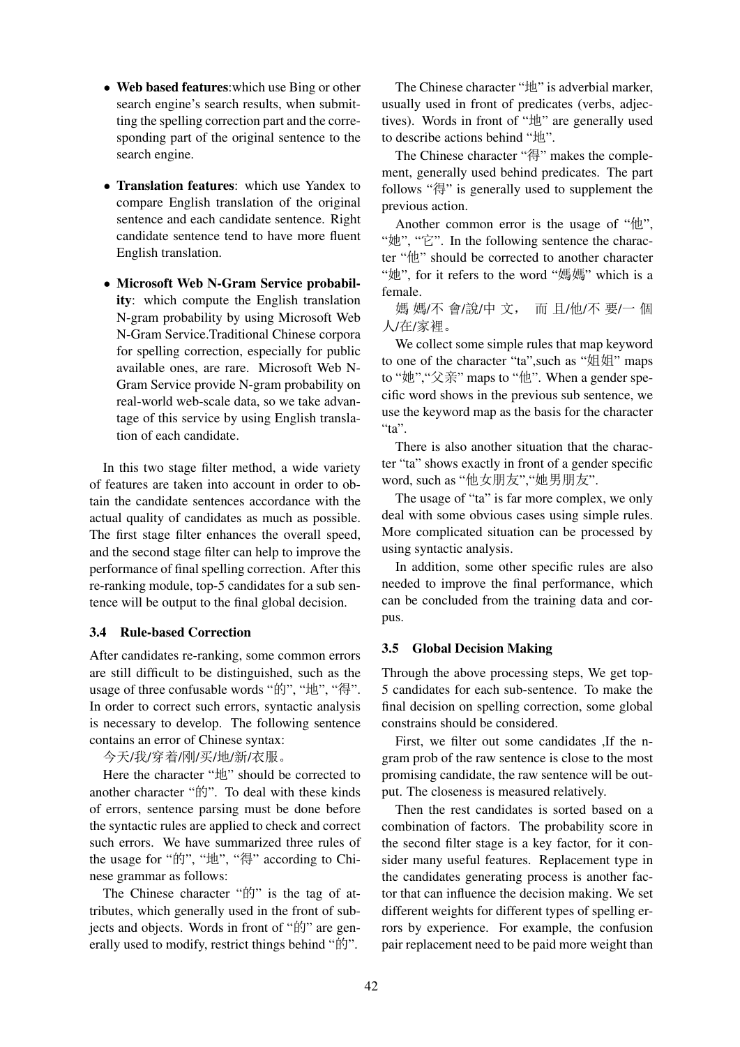- **Web based features**:which use Bing or other search engine's search results, when submitting the spelling correction part and the corresponding part of the original sentence to the search engine.
- **Translation features**: which use Yandex to compare English translation of the original sentence and each candidate sentence. Right candidate sentence tend to have more fluent English translation.
- **Microsoft Web N-Gram Service probability**: which compute the English translation N-gram probability by using Microsoft Web N-Gram Service.Traditional Chinese corpora for spelling correction, especially for public available ones, are rare. Microsoft Web N-Gram Service provide N-gram probability on real-world web-scale data, so we take advantage of this service by using English translation of each candidate.

In this two stage filter method, a wide variety of features are taken into account in order to obtain the candidate sentences accordance with the actual quality of candidates as much as possible. The first stage filter enhances the overall speed, and the second stage filter can help to improve the performance of final spelling correction. After this re-ranking module, top-5 candidates for a sub sentence will be output to the final global decision.

### 3.4 Rule-based Correction

After candidates re-ranking, some common errors are still difficult to be distinguished, such as the usage of three confusable words "的", "地", "得". In order to correct such errors, syntactic analysis is necessary to develop. The following sentence contains an error of Chinese syntax:

今天/我/穿着/刚/买/地/新/衣服。

Here the character "地" should be corrected to another character "的". To deal with these kinds of errors, sentence parsing must be done before the syntactic rules are applied to check and correct such errors. We have summarized three rules of the usage for "的", "地", "得" according to Chinese grammar as follows:

The Chinese character "的" is the tag of attributes, which generally used in the front of subjects and objects. Words in front of "的" are generally used to modify, restrict things behind "的".

The Chinese character "地" is adverbial marker, usually used in front of predicates (verbs, adjectives). Words in front of "地" are generally used to describe actions behind "地".

The Chinese character "得" makes the complement, generally used behind predicates. The part follows "得" is generally used to supplement the previous action.

Another common error is the usage of "他", "她", "它". In the following sentence the character "他" should be corrected to another character "她", for it refers to the word "媽媽" which is a female.

媽 媽/不 會/說/中 文， 而 且/他/不 要/一 個 人/在/家裡。

We collect some simple rules that map keyword to one of the character "ta",such as "姐姐" maps to "她","父亲" maps to "他". When a gender specific word shows in the previous sub sentence, we use the keyword map as the basis for the character "ta".

There is also another situation that the character "ta" shows exactly in front of a gender specific word, such as "他女朋友","她男朋友".

The usage of "ta" is far more complex, we only deal with some obvious cases using simple rules. More complicated situation can be processed by using syntactic analysis.

In addition, some other specific rules are also needed to improve the final performance, which can be concluded from the training data and corpus.

### 3.5 Global Decision Making

Through the above processing steps, We get top-5 candidates for each sub-sentence. To make the final decision on spelling correction, some global constrains should be considered.

First, we filter out some candidates ,If the n-gram prob of the raw sentence is close to the most promising candidate, the raw sentence will be output. The closeness is measured relatively.

Then the rest candidates is sorted based on a combination of factors. The probability score in the second filter stage is a key factor, for it consider many useful features. Replacement type in the candidates generating process is another factor that can influence the decision making. We set different weights for different types of spelling errors by experience. For example, the confusion pair replacement need to be paid more weight than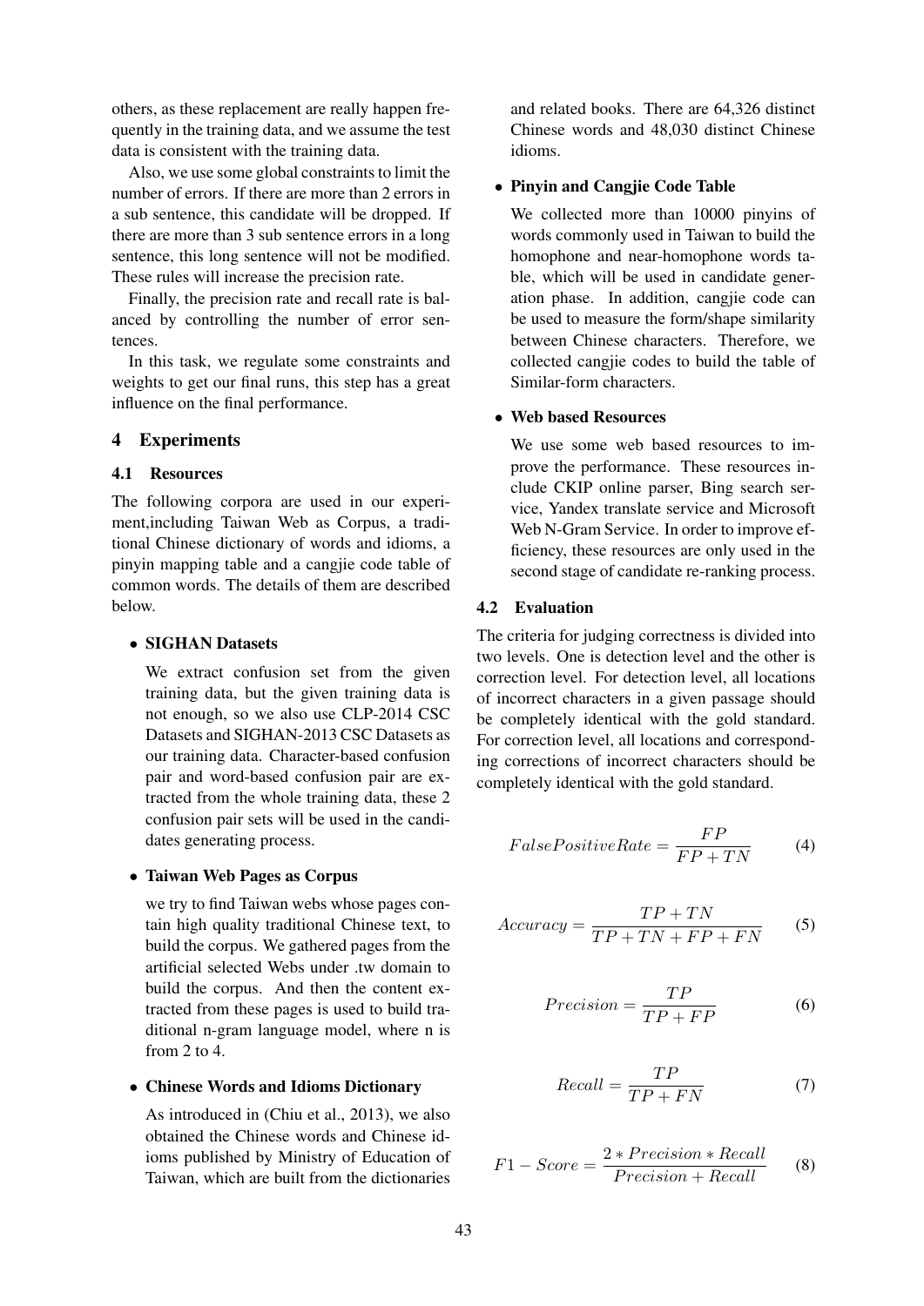others, as these replacement are really happen frequently in the training data, and we assume the test data is consistent with the training data.

Also, we use some global constraints to limit the number of errors. If there are more than 2 errors in a sub sentence, this candidate will be dropped. If there are more than 3 sub sentence errors in a long sentence, this long sentence will not be modified. These rules will increase the precision rate.

Finally, the precision rate and recall rate is balanced by controlling the number of error sentences.

In this task, we regulate some constraints and weights to get our final runs, this step has a great influence on the final performance.

## 4 Experiments

### 4.1 Resources

The following corpora are used in our experiment,including Taiwan Web as Corpus, a traditional Chinese dictionary of words and idioms, a pinyin mapping table and a cangjie code table of common words. The details of them are described below.

- **SIGHAN Datasets**

  We extract confusion set from the given training data, but the given training data is not enough, so we also use CLP-2014 CSC Datasets and SIGHAN-2013 CSC Datasets as our training data. Character-based confusion pair and word-based confusion pair are extracted from the whole training data, these 2 confusion pair sets will be used in the candidates generating process.

- **Taiwan Web Pages as Corpus**

  we try to find Taiwan webs whose pages contain high quality traditional Chinese text, to build the corpus. We gathered pages from the artificial selected Webs under .tw domain to build the corpus. And then the content extracted from these pages is used to build traditional n-gram language model, where n is from 2 to 4.

- **Chinese Words and Idioms Dictionary**

  As introduced in (Chiu et al., 2013), we also obtained the Chinese words and Chinese idioms published by Ministry of Education of Taiwan, which are built from the dictionaries and related books. There are 64,326 distinct Chinese words and 48,030 distinct Chinese idioms.

- **Pinyin and Cangjie Code Table**

  We collected more than 10000 pinyins of words commonly used in Taiwan to build the homophone and near-homophone words table, which will be used in candidate generation phase. In addition, cangjie code can be used to measure the form/shape similarity between Chinese characters. Therefore, we collected cangjie codes to build the table of Similar-form characters.

- **Web based Resources**

  We use some web based resources to improve the performance. These resources include CKIP online parser, Bing search service, Yandex translate service and Microsoft Web N-Gram Service. In order to improve efficiency, these resources are only used in the second stage of candidate re-ranking process.

### 4.2 Evaluation

The criteria for judging correctness is divided into two levels. One is detection level and the other is correction level. For detection level, all locations of incorrect characters in a given passage should be completely identical with the gold standard. For correction level, all locations and corresponding corrections of incorrect characters should be completely identical with the gold standard.

$$FalsePositiveRate = \frac{FP}{FP + TN} \tag{4}$$

$$Accuracy = \frac{TP + TN}{TP + TN + FP + FN} \tag{5}$$

$$Precision = \frac{TP}{TP + FP} \tag{6}$$

$$Recall = \frac{TP}{TP + FN} \tag{7}$$

$$F1 - Score = \frac{2 * Precision * Recall}{Precision + Recall} \tag{8}$$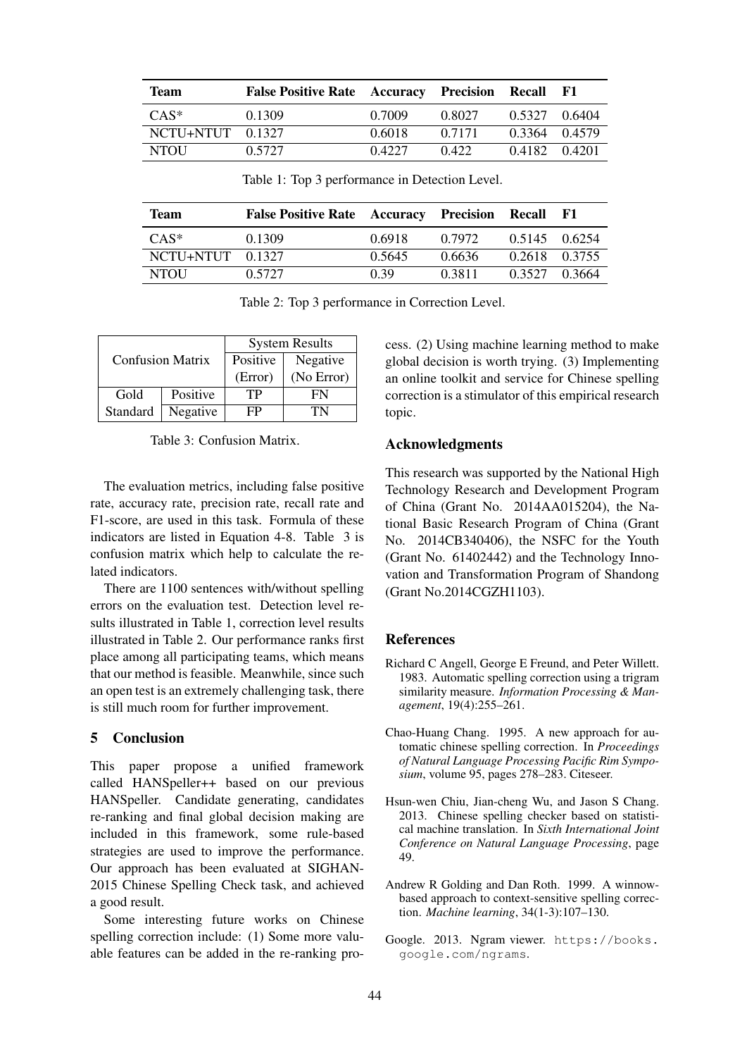| Team | False Positive Rate | Accuracy | Precision | Recall | F1 |
|---|---|---|---|---|---|
| CAS* | 0.1309 | 0.7009 | 0.8027 | 0.5327 | 0.6404 |
| NCTU+NTUT | 0.1327 | 0.6018 | 0.7171 | 0.3364 | 0.4579 |
| NTOU | 0.5727 | 0.4227 | 0.422 | 0.4182 | 0.4201 |

Table 1: Top 3 performance in Detection Level.

| Team | False Positive Rate | Accuracy | Precision | Recall | F1 |
|---|---|---|---|---|---|
| CAS* | 0.1309 | 0.6918 | 0.7972 | 0.5145 | 0.6254 |
| NCTU+NTUT | 0.1327 | 0.5645 | 0.6636 | 0.2618 | 0.3755 |
| NTOU | 0.5727 | 0.39 | 0.3811 | 0.3527 | 0.3664 |

Table 2: Top 3 performance in Correction Level.

| Confusion Matrix | | System Results | |
|---|---|---|---|
| | | Positive (Error) | Negative (No Error) |
| Gold Standard | Positive | TP | FN |
| | Negative | FP | TN |

Table 3: Confusion Matrix.

The evaluation metrics, including false positive rate, accuracy rate, precision rate, recall rate and F1-score, are used in this task. Formula of these indicators are listed in Equation 4-8. Table 3 is confusion matrix which help to calculate the related indicators.

There are 1100 sentences with/without spelling errors on the evaluation test. Detection level results illustrated in Table 1, correction level results illustrated in Table 2. Our performance ranks first place among all participating teams, which means that our method is feasible. Meanwhile, since such an open test is an extremely challenging task, there is still much room for further improvement.

## 5 Conclusion

This paper propose a unified framework called HANSpeller++ based on our previous HANSpeller. Candidate generating, candidates re-ranking and final global decision making are included in this framework, some rule-based strategies are used to improve the performance. Our approach has been evaluated at SIGHAN-2015 Chinese Spelling Check task, and achieved a good result.

Some interesting future works on Chinese spelling correction include: (1) Some more valuable features can be added in the re-ranking process. (2) Using machine learning method to make global decision is worth trying. (3) Implementing an online toolkit and service for Chinese spelling correction is a stimulator of this empirical research topic.

## Acknowledgments

This research was supported by the National High Technology Research and Development Program of China (Grant No. 2014AA015204), the National Basic Research Program of China (Grant No. 2014CB340406), the NSFC for the Youth (Grant No. 61402442) and the Technology Innovation and Transformation Program of Shandong (Grant No.2014CGZH1103).

## References

Richard C Angell, George E Freund, and Peter Willett. 1983. Automatic spelling correction using a trigram similarity measure. *Information Processing & Management*, 19(4):255–261.

Chao-Huang Chang. 1995. A new approach for automatic chinese spelling correction. In *Proceedings of Natural Language Processing Pacific Rim Symposium*, volume 95, pages 278–283. Citeseer.

Hsun-wen Chiu, Jian-cheng Wu, and Jason S Chang. 2013. Chinese spelling checker based on statistical machine translation. In *Sixth International Joint Conference on Natural Language Processing*, page 49.

Andrew R Golding and Dan Roth. 1999. A winnow-based approach to context-sensitive spelling correction. *Machine learning*, 34(1-3):107–130.

Google. 2013. Ngram viewer. `https://books.google.com/ngrams`.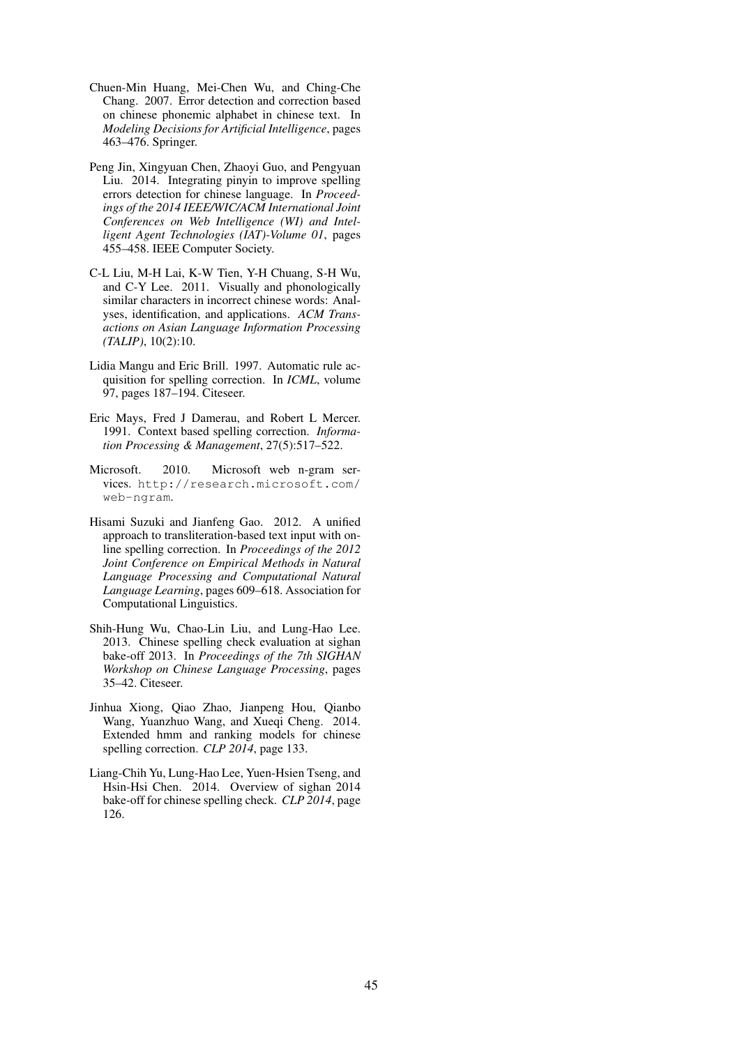Chuen-Min Huang, Mei-Chen Wu, and Ching-Che Chang. 2007. Error detection and correction based on chinese phonemic alphabet in chinese text. In *Modeling Decisions for Artificial Intelligence*, pages 463–476. Springer.

Peng Jin, Xingyuan Chen, Zhaoyi Guo, and Pengyuan Liu. 2014. Integrating pinyin to improve spelling errors detection for chinese language. In *Proceedings of the 2014 IEEE/WIC/ACM International Joint Conferences on Web Intelligence (WI) and Intelligent Agent Technologies (IAT)-Volume 01*, pages 455–458. IEEE Computer Society.

C-L Liu, M-H Lai, K-W Tien, Y-H Chuang, S-H Wu, and C-Y Lee. 2011. Visually and phonologically similar characters in incorrect chinese words: Analyses, identification, and applications. *ACM Transactions on Asian Language Information Processing (TALIP)*, 10(2):10.

Lidia Mangu and Eric Brill. 1997. Automatic rule acquisition for spelling correction. In *ICML*, volume 97, pages 187–194. Citeseer.

Eric Mays, Fred J Damerau, and Robert L Mercer. 1991. Context based spelling correction. *Information Processing & Management*, 27(5):517–522.

Microsoft. 2010. Microsoft web n-gram services. `http://research.microsoft.com/web-ngram`.

Hisami Suzuki and Jianfeng Gao. 2012. A unified approach to transliteration-based text input with online spelling correction. In *Proceedings of the 2012 Joint Conference on Empirical Methods in Natural Language Processing and Computational Natural Language Learning*, pages 609–618. Association for Computational Linguistics.

Shih-Hung Wu, Chao-Lin Liu, and Lung-Hao Lee. 2013. Chinese spelling check evaluation at sighan bake-off 2013. In *Proceedings of the 7th SIGHAN Workshop on Chinese Language Processing*, pages 35–42. Citeseer.

Jinhua Xiong, Qiao Zhao, Jianpeng Hou, Qianbo Wang, Yuanzhuo Wang, and Xueqi Cheng. 2014. Extended hmm and ranking models for chinese spelling correction. *CLP 2014*, page 133.

Liang-Chih Yu, Lung-Hao Lee, Yuen-Hsien Tseng, and Hsin-Hsi Chen. 2014. Overview of sighan 2014 bake-off for chinese spelling check. *CLP 2014*, page 126.